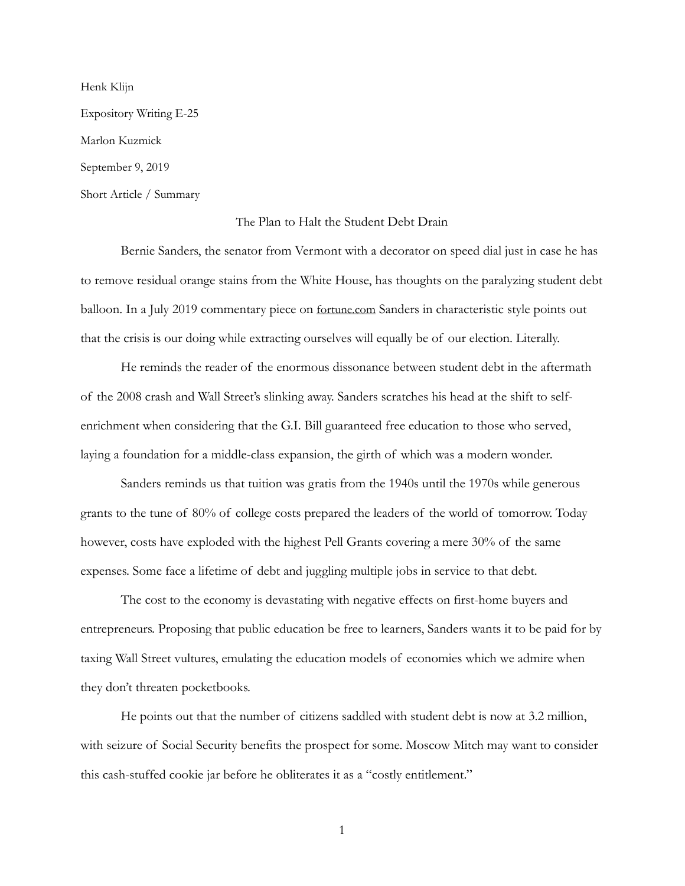Henk Klijn

Expository Writing E-25

Marlon Kuzmick

September 9, 2019

Short Article / Summary

# The Plan to Halt the Student Debt Drain

Bernie Sanders, the senator from Vermont with a decorator on speed dial just in case he has to remove residual orange stains from the White House, has thoughts on the paralyzing student debt balloon. In a July 2019 commentary piece on fortune.com Sanders in characteristic style points out that the crisis is our doing while extracting ourselves will equally be of our election. Literally.

He reminds the reader of the enormous dissonance between student debt in the aftermath of the 2008 crash and Wall Street's slinking away. Sanders scratches his head at the shift to self-enrichment when considering that the G.I. Bill guaranteed free education to those who served, laying a foundation for a middle-class expansion, the girth of which was a modern wonder.

Sanders reminds us that tuition was gratis from the 1940s until the 1970s while generous grants to the tune of 80% of college costs prepared the leaders of the world of tomorrow. Today however, costs have exploded with the highest Pell Grants covering a mere 30% of the same expenses. Some face a lifetime of debt and juggling multiple jobs in service to that debt.

The cost to the economy is devastating with negative effects on first-home buyers and entrepreneurs. Proposing that public education be free to learners, Sanders wants it to be paid for by taxing Wall Street vultures, emulating the education models of economies which we admire when they don't threaten pocketbooks.

He points out that the number of citizens saddled with student debt is now at 3.2 million, with seizure of Social Security benefits the prospect for some. Moscow Mitch may want to consider this cash-stuffed cookie jar before he obliterates it as a "costly entitlement."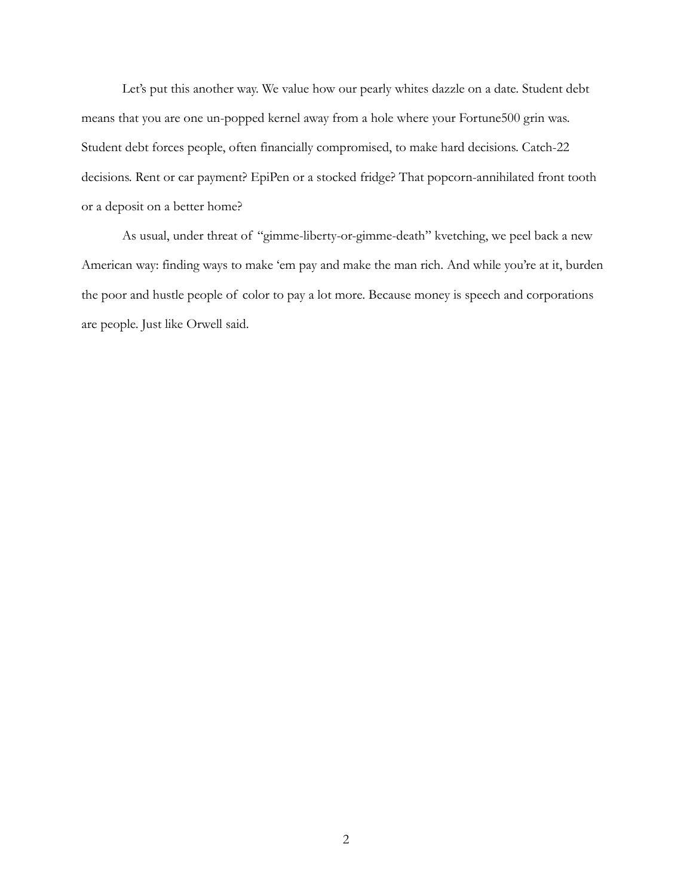Let's put this another way. We value how our pearly whites dazzle on a date. Student debt means that you are one un-popped kernel away from a hole where your Fortune500 grin was. Student debt forces people, often financially compromised, to make hard decisions. Catch-22 decisions. Rent or car payment? EpiPen or a stocked fridge? That popcorn-annihilated front tooth or a deposit on a better home?

As usual, under threat of "gimme-liberty-or-gimme-death" kvetching, we peel back a new American way: finding ways to make 'em pay and make the man rich. And while you're at it, burden the poor and hustle people of color to pay a lot more. Because money is speech and corporations are people. Just like Orwell said.